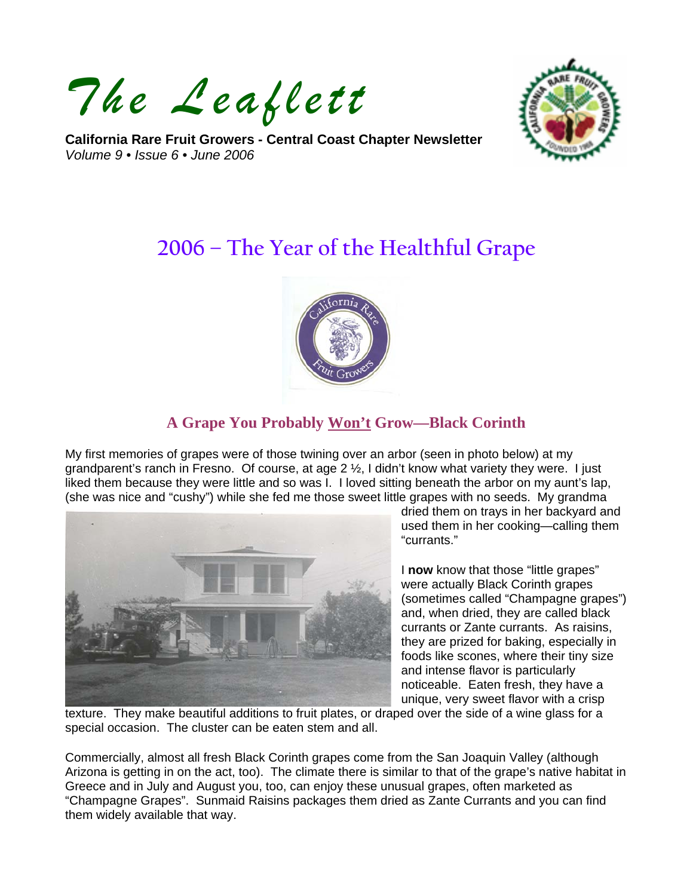# The Leaflett

**California Rare Fruit Growers - Central Coast Chapter Newsletter**
*Volume 9 • Issue 6 • June 2006*

## 2006 – The Year of the Healthful Grape

### A Grape You Probably Won't Grow—Black Corinth

My first memories of grapes were of those twining over an arbor (seen in photo below) at my grandparent's ranch in Fresno. Of course, at age 2 ½, I didn't know what variety they were. I just liked them because they were little and so was I. I loved sitting beneath the arbor on my aunt's lap, (she was nice and "cushy") while she fed me those sweet little grapes with no seeds. My grandma dried them on trays in her backyard and used them in her cooking—calling them "currants."

I **now** know that those "little grapes" were actually Black Corinth grapes (sometimes called "Champagne grapes") and, when dried, they are called black currants or Zante currants. As raisins, they are prized for baking, especially in foods like scones, where their tiny size and intense flavor is particularly noticeable. Eaten fresh, they have a unique, very sweet flavor with a crisp texture. They make beautiful additions to fruit plates, or draped over the side of a wine glass for a special occasion. The cluster can be eaten stem and all.

Commercially, almost all fresh Black Corinth grapes come from the San Joaquin Valley (although Arizona is getting in on the act, too). The climate there is similar to that of the grape's native habitat in Greece and in July and August you, too, can enjoy these unusual grapes, often marketed as "Champagne Grapes". Sunmaid Raisins packages them dried as Zante Currants and you can find them widely available that way.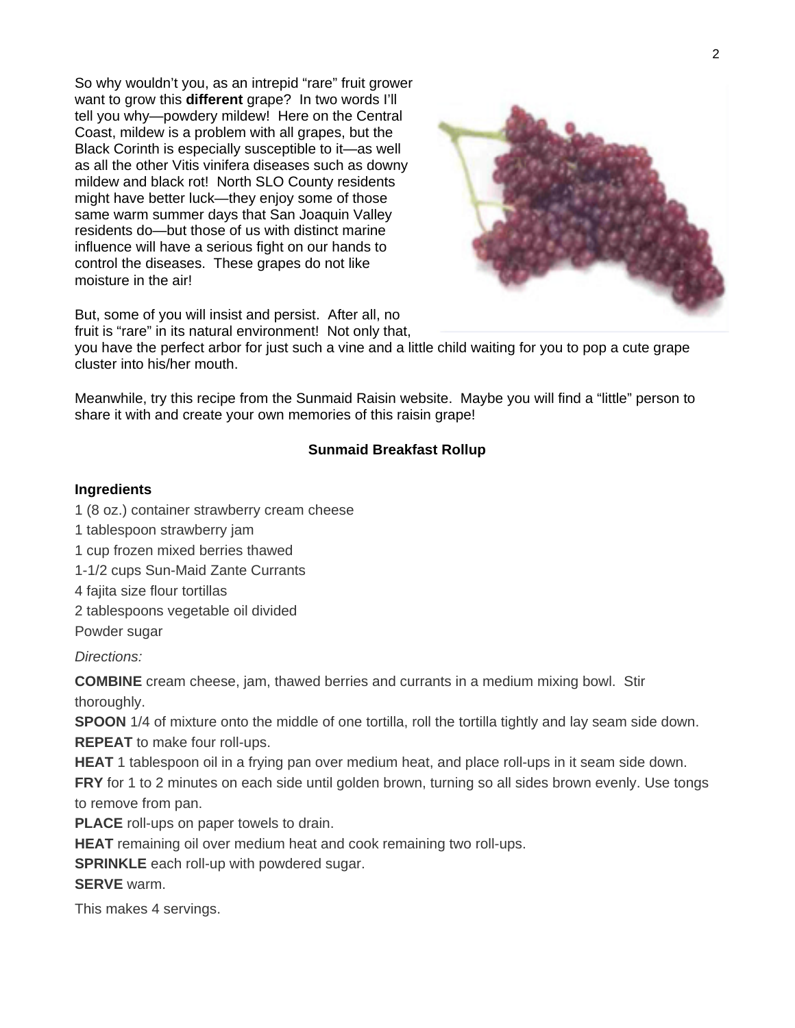So why wouldn't you, as an intrepid "rare" fruit grower want to grow this **different** grape? In two words I'll tell you why—powdery mildew! Here on the Central Coast, mildew is a problem with all grapes, but the Black Corinth is especially susceptible to it—as well as all the other Vitis vinifera diseases such as downy mildew and black rot! North SLO County residents might have better luck—they enjoy some of those same warm summer days that San Joaquin Valley residents do—but those of us with distinct marine influence will have a serious fight on our hands to control the diseases. These grapes do not like moisture in the air!

But, some of you will insist and persist. After all, no fruit is "rare" in its natural environment! Not only that, you have the perfect arbor for just such a vine and a little child waiting for you to pop a cute grape cluster into his/her mouth.

Meanwhile, try this recipe from the Sunmaid Raisin website. Maybe you will find a "little" person to share it with and create your own memories of this raisin grape!

**Sunmaid Breakfast Rollup**

**Ingredients**

1 (8 oz.) container strawberry cream cheese

1 tablespoon strawberry jam

1 cup frozen mixed berries thawed

1-1/2 cups Sun-Maid Zante Currants

4 fajita size flour tortillas

2 tablespoons vegetable oil divided

Powder sugar

*Directions:*

**COMBINE** cream cheese, jam, thawed berries and currants in a medium mixing bowl. Stir thoroughly.

**SPOON** 1/4 of mixture onto the middle of one tortilla, roll the tortilla tightly and lay seam side down.

**REPEAT** to make four roll-ups.

**HEAT** 1 tablespoon oil in a frying pan over medium heat, and place roll-ups in it seam side down.

**FRY** for 1 to 2 minutes on each side until golden brown, turning so all sides brown evenly. Use tongs to remove from pan.

**PLACE** roll-ups on paper towels to drain.

**HEAT** remaining oil over medium heat and cook remaining two roll-ups.

**SPRINKLE** each roll-up with powdered sugar.

**SERVE** warm.

This makes 4 servings.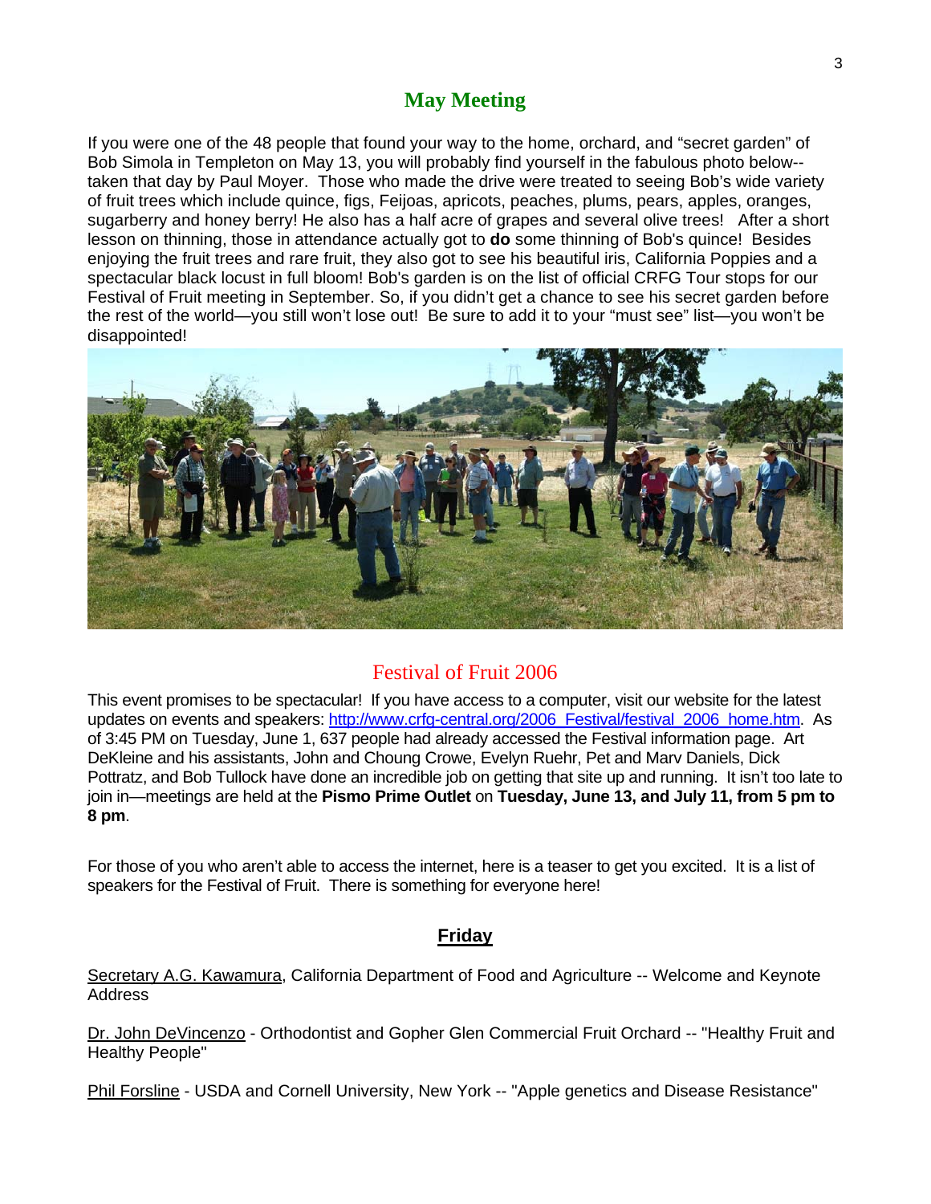## May Meeting

If you were one of the 48 people that found your way to the home, orchard, and "secret garden" of Bob Simola in Templeton on May 13, you will probably find yourself in the fabulous photo below--taken that day by Paul Moyer. Those who made the drive were treated to seeing Bob's wide variety of fruit trees which include quince, figs, Feijoas, apricots, peaches, plums, pears, apples, oranges, sugarberry and honey berry! He also has a half acre of grapes and several olive trees! After a short lesson on thinning, those in attendance actually got to **do** some thinning of Bob's quince! Besides enjoying the fruit trees and rare fruit, they also got to see his beautiful iris, California Poppies and a spectacular black locust in full bloom! Bob's garden is on the list of official CRFG Tour stops for our Festival of Fruit meeting in September. So, if you didn't get a chance to see his secret garden before the rest of the world—you still won't lose out! Be sure to add it to your "must see" list—you won't be disappointed!

## Festival of Fruit 2006

This event promises to be spectacular! If you have access to a computer, visit our website for the latest updates on events and speakers: http://www.crfg-central.org/2006_Festival/festival_2006_home.htm. As of 3:45 PM on Tuesday, June 1, 637 people had already accessed the Festival information page. Art DeKleine and his assistants, John and Choung Crowe, Evelyn Ruehr, Pet and Marv Daniels, Dick Pottratz, and Bob Tullock have done an incredible job on getting that site up and running. It isn't too late to join in—meetings are held at the **Pismo Prime Outlet** on **Tuesday, June 13, and July 11, from 5 pm to 8 pm**.

For those of you who aren't able to access the internet, here is a teaser to get you excited. It is a list of speakers for the Festival of Fruit. There is something for everyone here!

### Friday

Secretary A.G. Kawamura, California Department of Food and Agriculture -- Welcome and Keynote Address

Dr. John DeVincenzo - Orthodontist and Gopher Glen Commercial Fruit Orchard -- "Healthy Fruit and Healthy People"

Phil Forsline - USDA and Cornell University, New York -- "Apple genetics and Disease Resistance"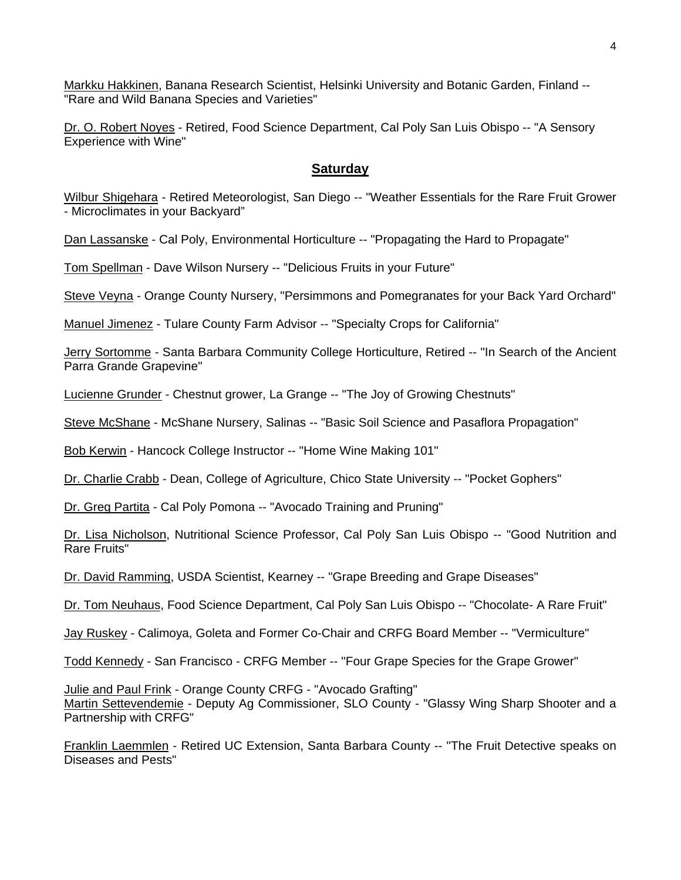Markku Hakkinen, Banana Research Scientist, Helsinki University and Botanic Garden, Finland -- "Rare and Wild Banana Species and Varieties"

Dr. O. Robert Noyes - Retired, Food Science Department, Cal Poly San Luis Obispo -- "A Sensory Experience with Wine"

## Saturday

Wilbur Shigehara - Retired Meteorologist, San Diego -- "Weather Essentials for the Rare Fruit Grower - Microclimates in your Backyard"

Dan Lassanske - Cal Poly, Environmental Horticulture -- "Propagating the Hard to Propagate"

Tom Spellman - Dave Wilson Nursery -- "Delicious Fruits in your Future"

Steve Veyna - Orange County Nursery, "Persimmons and Pomegranates for your Back Yard Orchard"

Manuel Jimenez - Tulare County Farm Advisor -- "Specialty Crops for California"

Jerry Sortomme - Santa Barbara Community College Horticulture, Retired -- "In Search of the Ancient Parra Grande Grapevine"

Lucienne Grunder - Chestnut grower, La Grange -- "The Joy of Growing Chestnuts"

Steve McShane - McShane Nursery, Salinas -- "Basic Soil Science and Pasaflora Propagation"

Bob Kerwin - Hancock College Instructor -- "Home Wine Making 101"

Dr. Charlie Crabb - Dean, College of Agriculture, Chico State University -- "Pocket Gophers"

Dr. Greg Partita - Cal Poly Pomona -- "Avocado Training and Pruning"

Dr. Lisa Nicholson, Nutritional Science Professor, Cal Poly San Luis Obispo -- "Good Nutrition and Rare Fruits"

Dr. David Ramming, USDA Scientist, Kearney -- "Grape Breeding and Grape Diseases"

Dr. Tom Neuhaus, Food Science Department, Cal Poly San Luis Obispo -- "Chocolate- A Rare Fruit"

Jay Ruskey - Calimoya, Goleta and Former Co-Chair and CRFG Board Member -- "Vermiculture"

Todd Kennedy - San Francisco - CRFG Member -- "Four Grape Species for the Grape Grower"

Julie and Paul Frink - Orange County CRFG - "Avocado Grafting"
Martin Settevendemie - Deputy Ag Commissioner, SLO County - "Glassy Wing Sharp Shooter and a Partnership with CRFG"

Franklin Laemmlen - Retired UC Extension, Santa Barbara County -- "The Fruit Detective speaks on Diseases and Pests"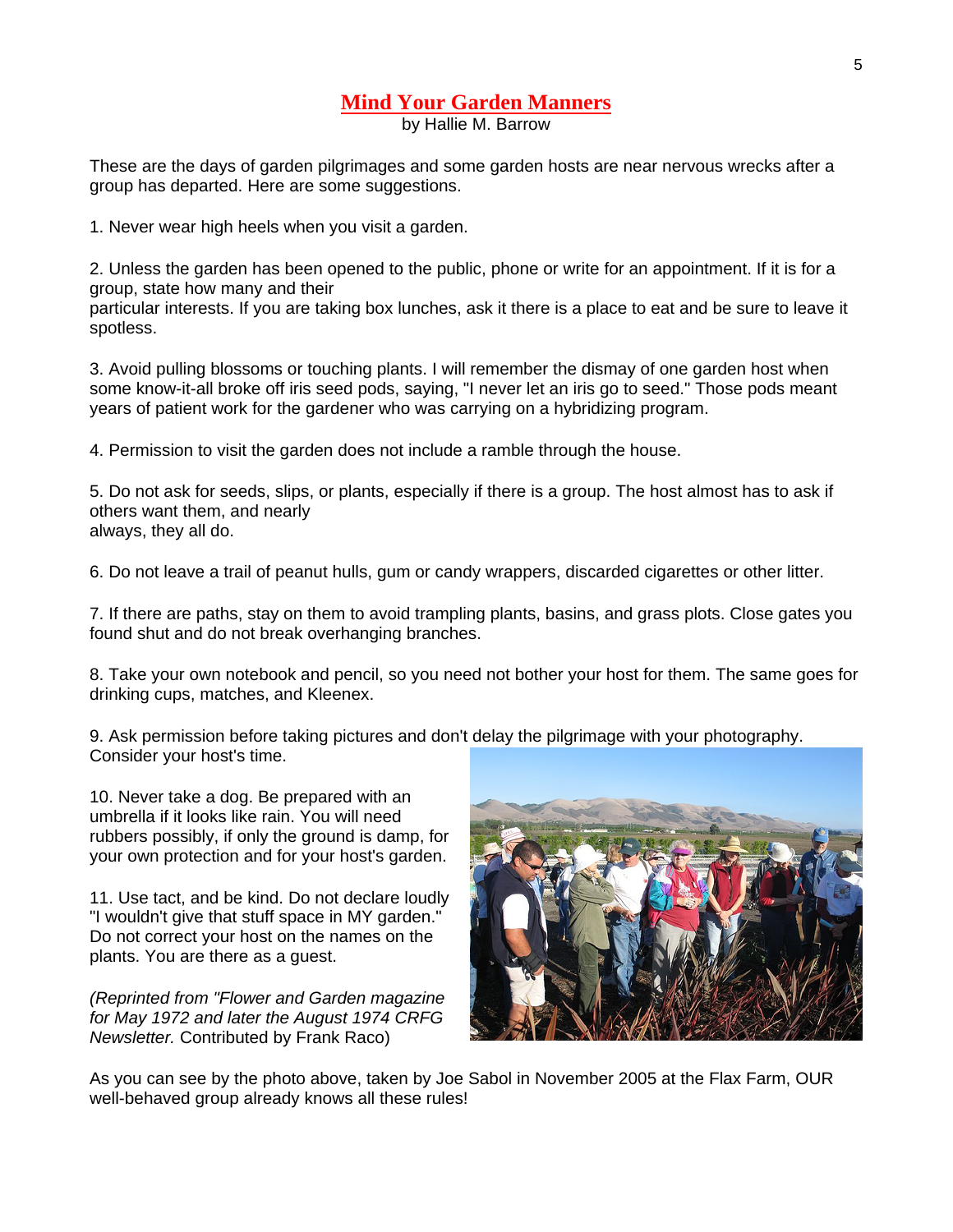# Mind Your Garden Manners

by Hallie M. Barrow

These are the days of garden pilgrimages and some garden hosts are near nervous wrecks after a group has departed. Here are some suggestions.

1. Never wear high heels when you visit a garden.

2. Unless the garden has been opened to the public, phone or write for an appointment. If it is for a group, state how many and their particular interests. If you are taking box lunches, ask it there is a place to eat and be sure to leave it spotless.

3. Avoid pulling blossoms or touching plants. I will remember the dismay of one garden host when some know-it-all broke off iris seed pods, saying, "I never let an iris go to seed." Those pods meant years of patient work for the gardener who was carrying on a hybridizing program.

4. Permission to visit the garden does not include a ramble through the house.

5. Do not ask for seeds, slips, or plants, especially if there is a group. The host almost has to ask if others want them, and nearly always, they all do.

6. Do not leave a trail of peanut hulls, gum or candy wrappers, discarded cigarettes or other litter.

7. If there are paths, stay on them to avoid trampling plants, basins, and grass plots. Close gates you found shut and do not break overhanging branches.

8. Take your own notebook and pencil, so you need not bother your host for them. The same goes for drinking cups, matches, and Kleenex.

9. Ask permission before taking pictures and don't delay the pilgrimage with your photography. Consider your host's time.

10. Never take a dog. Be prepared with an umbrella if it looks like rain. You will need rubbers possibly, if only the ground is damp, for your own protection and for your host's garden.

11. Use tact, and be kind. Do not declare loudly "I wouldn't give that stuff space in MY garden." Do not correct your host on the names on the plants. You are there as a guest.

*(Reprinted from "Flower and Garden magazine for May 1972 and later the August 1974 CRFG Newsletter.* Contributed by Frank Raco)

As you can see by the photo above, taken by Joe Sabol in November 2005 at the Flax Farm, OUR well-behaved group already knows all these rules!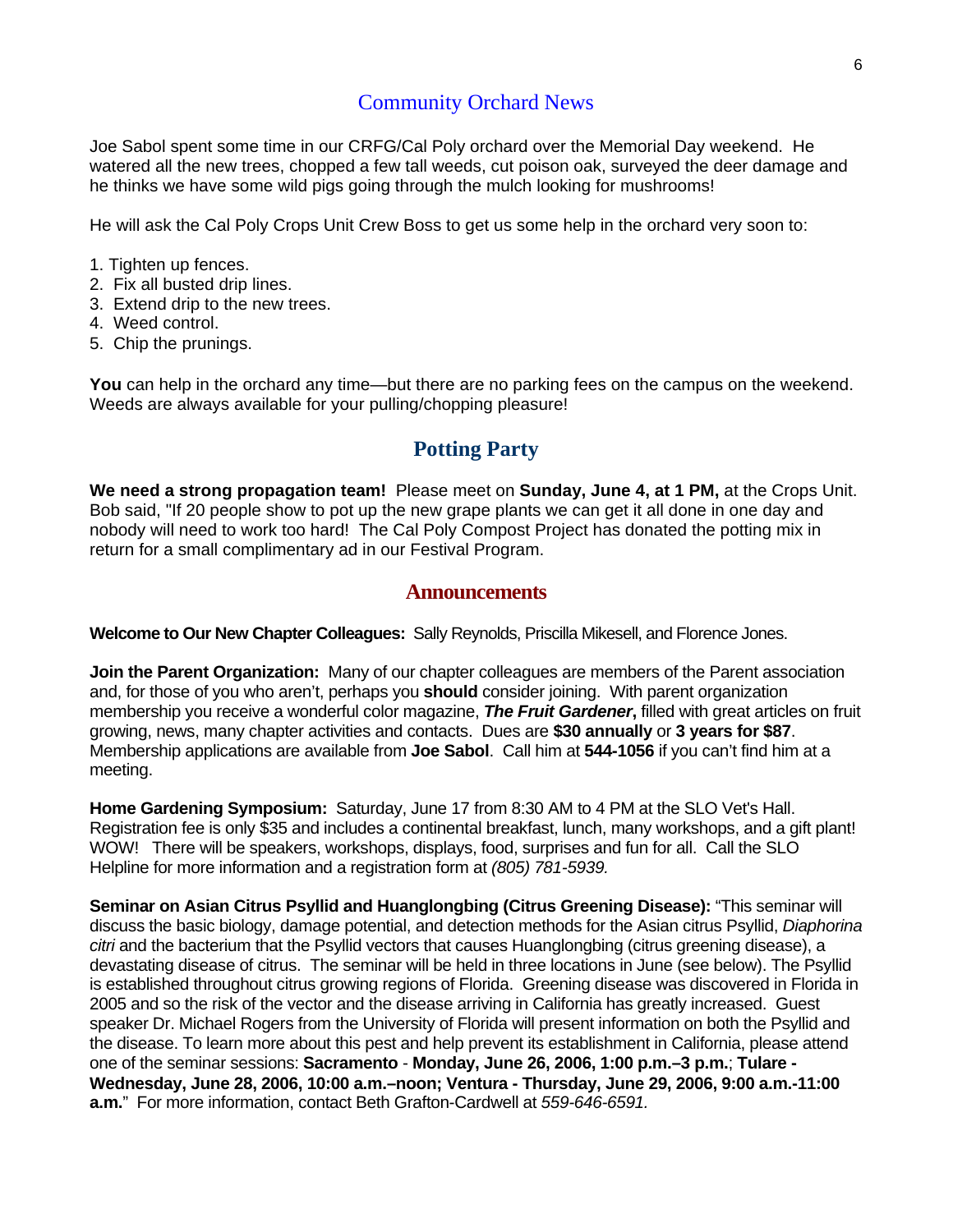## Community Orchard News

Joe Sabol spent some time in our CRFG/Cal Poly orchard over the Memorial Day weekend. He watered all the new trees, chopped a few tall weeds, cut poison oak, surveyed the deer damage and he thinks we have some wild pigs going through the mulch looking for mushrooms!

He will ask the Cal Poly Crops Unit Crew Boss to get us some help in the orchard very soon to:

1. Tighten up fences.
2. Fix all busted drip lines.
3. Extend drip to the new trees.
4. Weed control.
5. Chip the prunings.

**You** can help in the orchard any time—but there are no parking fees on the campus on the weekend. Weeds are always available for your pulling/chopping pleasure!

## Potting Party

**We need a strong propagation team!** Please meet on **Sunday, June 4, at 1 PM,** at the Crops Unit. Bob said, "If 20 people show to pot up the new grape plants we can get it all done in one day and nobody will need to work too hard! The Cal Poly Compost Project has donated the potting mix in return for a small complimentary ad in our Festival Program.

## Announcements

**Welcome to Our New Chapter Colleagues:** Sally Reynolds, Priscilla Mikesell, and Florence Jones.

**Join the Parent Organization:** Many of our chapter colleagues are members of the Parent association and, for those of you who aren't, perhaps you **should** consider joining. With parent organization membership you receive a wonderful color magazine, ***The Fruit Gardener*****,** filled with great articles on fruit growing, news, many chapter activities and contacts. Dues are **$30 annually** or **3 years for $87**. Membership applications are available from **Joe Sabol**. Call him at **544-1056** if you can't find him at a meeting.

**Home Gardening Symposium:** Saturday, June 17 from 8:30 AM to 4 PM at the SLO Vet's Hall. Registration fee is only $35 and includes a continental breakfast, lunch, many workshops, and a gift plant! WOW! There will be speakers, workshops, displays, food, surprises and fun for all. Call the SLO Helpline for more information and a registration form at *(805) 781-5939.*

**Seminar on Asian Citrus Psyllid and Huanglongbing (Citrus Greening Disease):** "This seminar will discuss the basic biology, damage potential, and detection methods for the Asian citrus Psyllid, *Diaphorina citri* and the bacterium that the Psyllid vectors that causes Huanglongbing (citrus greening disease), a devastating disease of citrus. The seminar will be held in three locations in June (see below). The Psyllid is established throughout citrus growing regions of Florida. Greening disease was discovered in Florida in 2005 and so the risk of the vector and the disease arriving in California has greatly increased. Guest speaker Dr. Michael Rogers from the University of Florida will present information on both the Psyllid and the disease. To learn more about this pest and help prevent its establishment in California, please attend one of the seminar sessions: **Sacramento** - **Monday, June 26, 2006, 1:00 p.m.–3 p.m.**; **Tulare - Wednesday, June 28, 2006, 10:00 a.m.–noon; Ventura - Thursday, June 29, 2006, 9:00 a.m.-11:00 a.m.**" For more information, contact Beth Grafton-Cardwell at *559-646-6591.*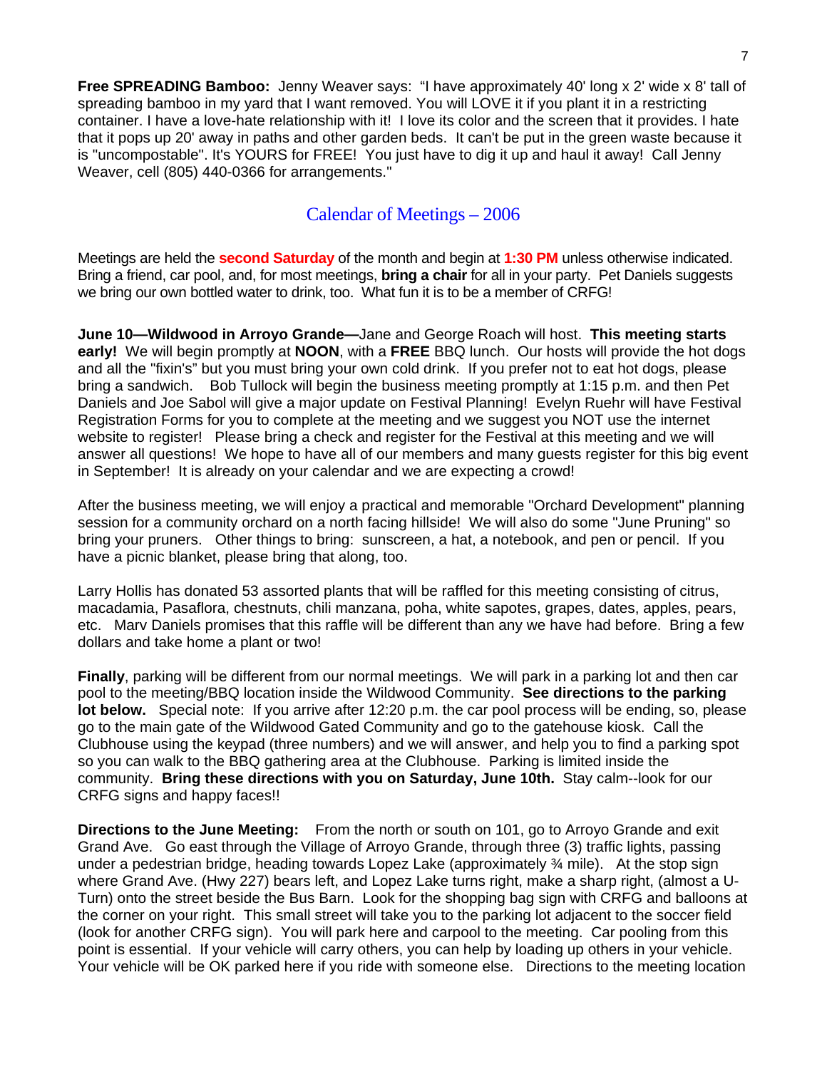**Free SPREADING Bamboo:** Jenny Weaver says: "I have approximately 40' long x 2' wide x 8' tall of spreading bamboo in my yard that I want removed. You will LOVE it if you plant it in a restricting container. I have a love-hate relationship with it! I love its color and the screen that it provides. I hate that it pops up 20' away in paths and other garden beds. It can't be put in the green waste because it is "uncompostable". It's YOURS for FREE! You just have to dig it up and haul it away! Call Jenny Weaver, cell (805) 440-0366 for arrangements."

## Calendar of Meetings – 2006

Meetings are held the **second Saturday** of the month and begin at **1:30 PM** unless otherwise indicated. Bring a friend, car pool, and, for most meetings, **bring a chair** for all in your party. Pet Daniels suggests we bring our own bottled water to drink, too. What fun it is to be a member of CRFG!

**June 10—Wildwood in Arroyo Grande—**Jane and George Roach will host. **This meeting starts early!** We will begin promptly at **NOON**, with a **FREE** BBQ lunch. Our hosts will provide the hot dogs and all the "fixin's" but you must bring your own cold drink. If you prefer not to eat hot dogs, please bring a sandwich. Bob Tullock will begin the business meeting promptly at 1:15 p.m. and then Pet Daniels and Joe Sabol will give a major update on Festival Planning! Evelyn Ruehr will have Festival Registration Forms for you to complete at the meeting and we suggest you NOT use the internet website to register! Please bring a check and register for the Festival at this meeting and we will answer all questions! We hope to have all of our members and many guests register for this big event in September! It is already on your calendar and we are expecting a crowd!

After the business meeting, we will enjoy a practical and memorable "Orchard Development" planning session for a community orchard on a north facing hillside! We will also do some "June Pruning" so bring your pruners. Other things to bring: sunscreen, a hat, a notebook, and pen or pencil. If you have a picnic blanket, please bring that along, too.

Larry Hollis has donated 53 assorted plants that will be raffled for this meeting consisting of citrus, macadamia, Pasaflora, chestnuts, chili manzana, poha, white sapotes, grapes, dates, apples, pears, etc. Marv Daniels promises that this raffle will be different than any we have had before. Bring a few dollars and take home a plant or two!

**Finally**, parking will be different from our normal meetings. We will park in a parking lot and then car pool to the meeting/BBQ location inside the Wildwood Community. **See directions to the parking lot below.** Special note: If you arrive after 12:20 p.m. the car pool process will be ending, so, please go to the main gate of the Wildwood Gated Community and go to the gatehouse kiosk. Call the Clubhouse using the keypad (three numbers) and we will answer, and help you to find a parking spot so you can walk to the BBQ gathering area at the Clubhouse. Parking is limited inside the community. **Bring these directions with you on Saturday, June 10th.** Stay calm--look for our CRFG signs and happy faces!!

**Directions to the June Meeting:** From the north or south on 101, go to Arroyo Grande and exit Grand Ave. Go east through the Village of Arroyo Grande, through three (3) traffic lights, passing under a pedestrian bridge, heading towards Lopez Lake (approximately ¾ mile). At the stop sign where Grand Ave. (Hwy 227) bears left, and Lopez Lake turns right, make a sharp right, (almost a U-Turn) onto the street beside the Bus Barn. Look for the shopping bag sign with CRFG and balloons at the corner on your right. This small street will take you to the parking lot adjacent to the soccer field (look for another CRFG sign). You will park here and carpool to the meeting. Car pooling from this point is essential. If your vehicle will carry others, you can help by loading up others in your vehicle. Your vehicle will be OK parked here if you ride with someone else. Directions to the meeting location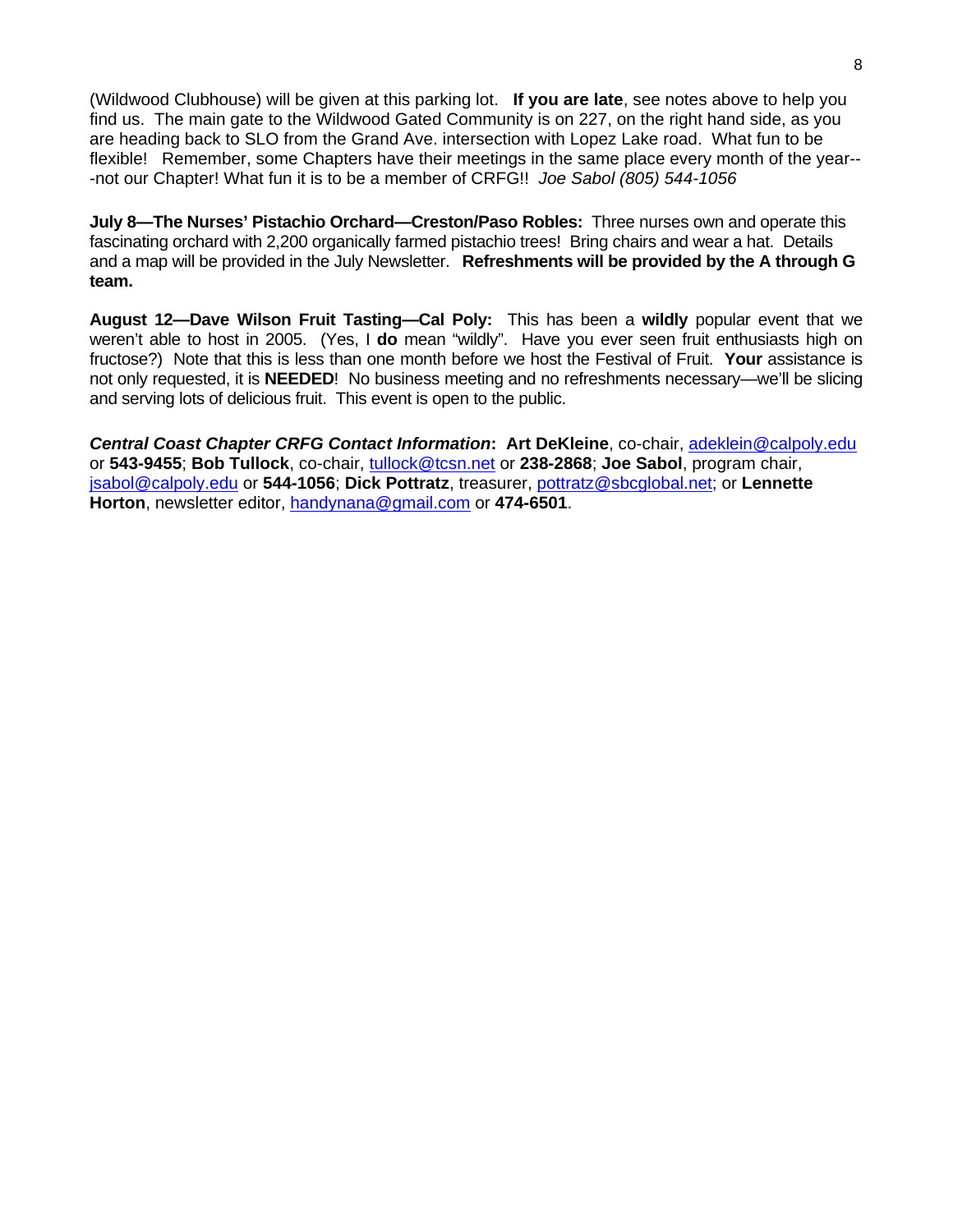(Wildwood Clubhouse) will be given at this parking lot. **If you are late**, see notes above to help you find us. The main gate to the Wildwood Gated Community is on 227, on the right hand side, as you are heading back to SLO from the Grand Ave. intersection with Lopez Lake road. What fun to be flexible! Remember, some Chapters have their meetings in the same place every month of the year---not our Chapter! What fun it is to be a member of CRFG!! *Joe Sabol (805) 544-1056*

**July 8—The Nurses' Pistachio Orchard—Creston/Paso Robles:** Three nurses own and operate this fascinating orchard with 2,200 organically farmed pistachio trees! Bring chairs and wear a hat. Details and a map will be provided in the July Newsletter. **Refreshments will be provided by the A through G team.**

**August 12—Dave Wilson Fruit Tasting—Cal Poly:** This has been a **wildly** popular event that we weren't able to host in 2005. (Yes, I **do** mean "wildly". Have you ever seen fruit enthusiasts high on fructose?) Note that this is less than one month before we host the Festival of Fruit. **Your** assistance is not only requested, it is **NEEDED**! No business meeting and no refreshments necessary—we'll be slicing and serving lots of delicious fruit. This event is open to the public.

***Central Coast Chapter CRFG Contact Information*:** **Art DeKleine**, co-chair, adeklein@calpoly.edu or **543-9455**; **Bob Tullock**, co-chair, tullock@tcsn.net or **238-2868**; **Joe Sabol**, program chair, jsabol@calpoly.edu or **544-1056**; **Dick Pottratz**, treasurer, pottratz@sbcglobal.net; or **Lennette Horton**, newsletter editor, handynana@gmail.com or **474-6501**.